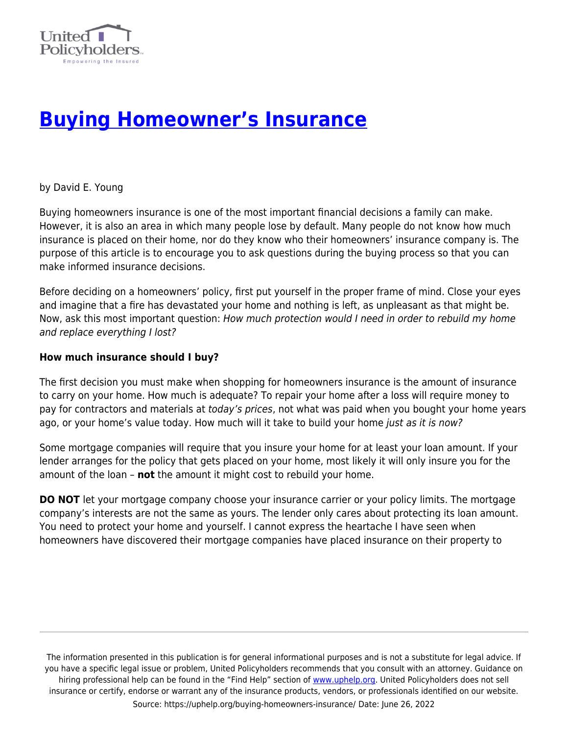# [Buying Homeowner's Insurance](https://uphelp.org/buying-homeowners-insurance/)

by David E. Young

Buying homeowners insurance is one of the most important financial decisions a family can make. However, it is also an area in which many people lose by default. Many people do not know how much insurance is placed on their home, nor do they know who their homeowners' insurance company is. The purpose of this article is to encourage you to ask questions during the buying process so that you can make informed insurance decisions.

Before deciding on a homeowners' policy, first put yourself in the proper frame of mind. Close your eyes and imagine that a fire has devastated your home and nothing is left, as unpleasant as that might be. Now, ask this most important question: *How much protection would I need in order to rebuild my home and replace everything I lost?*

**How much insurance should I buy?**

The first decision you must make when shopping for homeowners insurance is the amount of insurance to carry on your home. How much is adequate? To repair your home after a loss will require money to pay for contractors and materials at *today's prices*, not what was paid when you bought your home years ago, or your home's value today. How much will it take to build your home *just as it is now?*

Some mortgage companies will require that you insure your home for at least your loan amount. If your lender arranges for the policy that gets placed on your home, most likely it will only insure you for the amount of the loan – **not** the amount it might cost to rebuild your home.

**DO NOT** let your mortgage company choose your insurance carrier or your policy limits. The mortgage company's interests are not the same as yours. The lender only cares about protecting its loan amount. You need to protect your home and yourself. I cannot express the heartache I have seen when homeowners have discovered their mortgage companies have placed insurance on their property to

The information presented in this publication is for general informational purposes and is not a substitute for legal advice. If you have a specific legal issue or problem, United Policyholders recommends that you consult with an attorney. Guidance on hiring professional help can be found in the "Find Help" section of www.uphelp.org. United Policyholders does not sell insurance or certify, endorse or warrant any of the insurance products, vendors, or professionals identified on our website.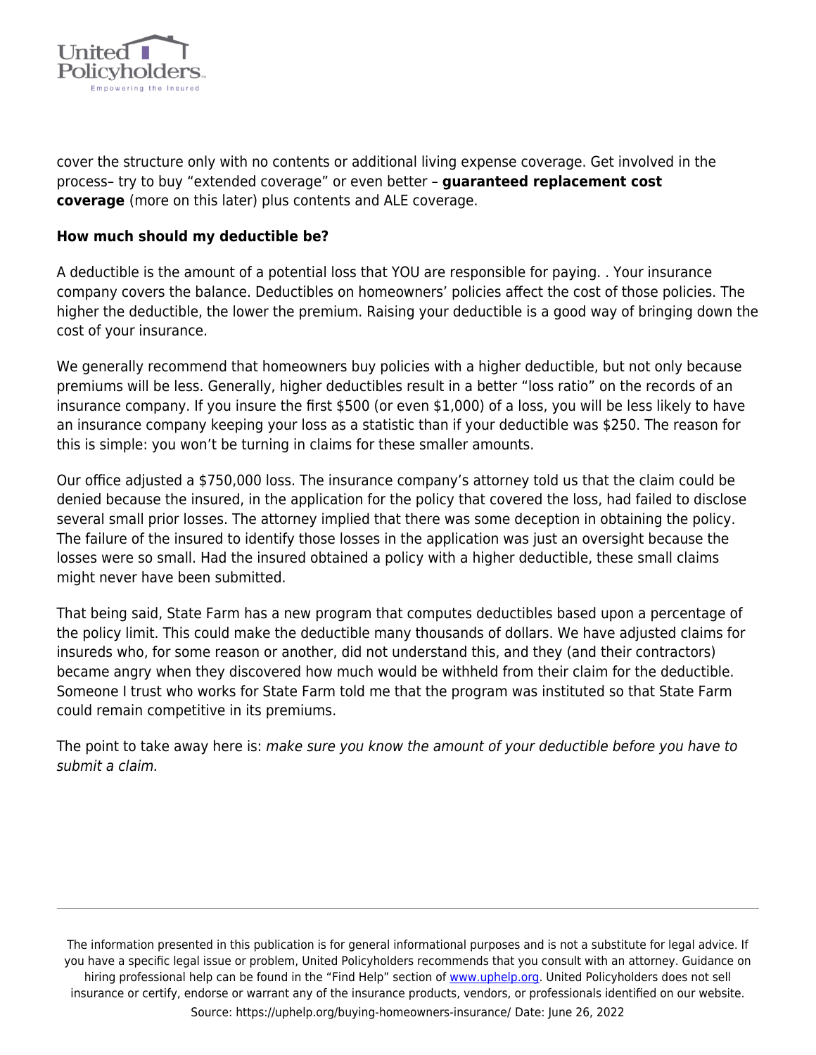cover the structure only with no contents or additional living expense coverage. Get involved in the process– try to buy "extended coverage" or even better – **guaranteed replacement cost coverage** (more on this later) plus contents and ALE coverage.

**How much should my deductible be?**

A deductible is the amount of a potential loss that YOU are responsible for paying. . Your insurance company covers the balance. Deductibles on homeowners' policies affect the cost of those policies. The higher the deductible, the lower the premium. Raising your deductible is a good way of bringing down the cost of your insurance.

We generally recommend that homeowners buy policies with a higher deductible, but not only because premiums will be less. Generally, higher deductibles result in a better "loss ratio" on the records of an insurance company. If you insure the first $500 (or even $1,000) of a loss, you will be less likely to have an insurance company keeping your loss as a statistic than if your deductible was $250. The reason for this is simple: you won't be turning in claims for these smaller amounts.

Our office adjusted a $750,000 loss. The insurance company's attorney told us that the claim could be denied because the insured, in the application for the policy that covered the loss, had failed to disclose several small prior losses. The attorney implied that there was some deception in obtaining the policy. The failure of the insured to identify those losses in the application was just an oversight because the losses were so small. Had the insured obtained a policy with a higher deductible, these small claims might never have been submitted.

That being said, State Farm has a new program that computes deductibles based upon a percentage of the policy limit. This could make the deductible many thousands of dollars. We have adjusted claims for insureds who, for some reason or another, did not understand this, and they (and their contractors) became angry when they discovered how much would be withheld from their claim for the deductible. Someone I trust who works for State Farm told me that the program was instituted so that State Farm could remain competitive in its premiums.

The point to take away here is: *make sure you know the amount of your deductible before you have to submit a claim.*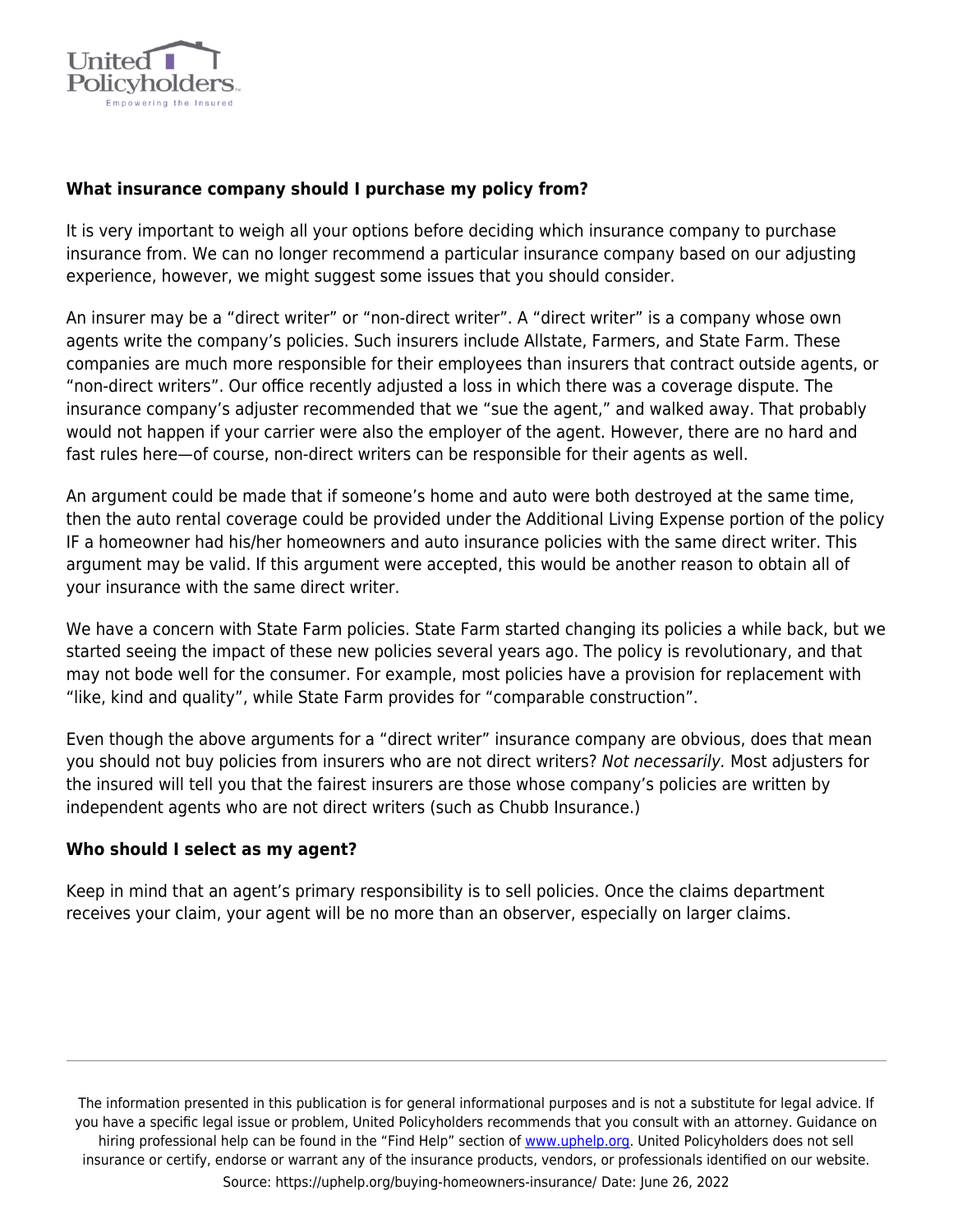**What insurance company should I purchase my policy from?**

It is very important to weigh all your options before deciding which insurance company to purchase insurance from. We can no longer recommend a particular insurance company based on our adjusting experience, however, we might suggest some issues that you should consider.

An insurer may be a "direct writer" or "non-direct writer". A "direct writer" is a company whose own agents write the company's policies. Such insurers include Allstate, Farmers, and State Farm. These companies are much more responsible for their employees than insurers that contract outside agents, or "non-direct writers". Our office recently adjusted a loss in which there was a coverage dispute. The insurance company's adjuster recommended that we "sue the agent," and walked away. That probably would not happen if your carrier were also the employer of the agent. However, there are no hard and fast rules here—of course, non-direct writers can be responsible for their agents as well.

An argument could be made that if someone's home and auto were both destroyed at the same time, then the auto rental coverage could be provided under the Additional Living Expense portion of the policy IF a homeowner had his/her homeowners and auto insurance policies with the same direct writer. This argument may be valid. If this argument were accepted, this would be another reason to obtain all of your insurance with the same direct writer.

We have a concern with State Farm policies. State Farm started changing its policies a while back, but we started seeing the impact of these new policies several years ago. The policy is revolutionary, and that may not bode well for the consumer. For example, most policies have a provision for replacement with "like, kind and quality", while State Farm provides for "comparable construction".

Even though the above arguments for a "direct writer" insurance company are obvious, does that mean you should not buy policies from insurers who are not direct writers? *Not necessarily.* Most adjusters for the insured will tell you that the fairest insurers are those whose company's policies are written by independent agents who are not direct writers (such as Chubb Insurance.)

**Who should I select as my agent?**

Keep in mind that an agent's primary responsibility is to sell policies. Once the claims department receives your claim, your agent will be no more than an observer, especially on larger claims.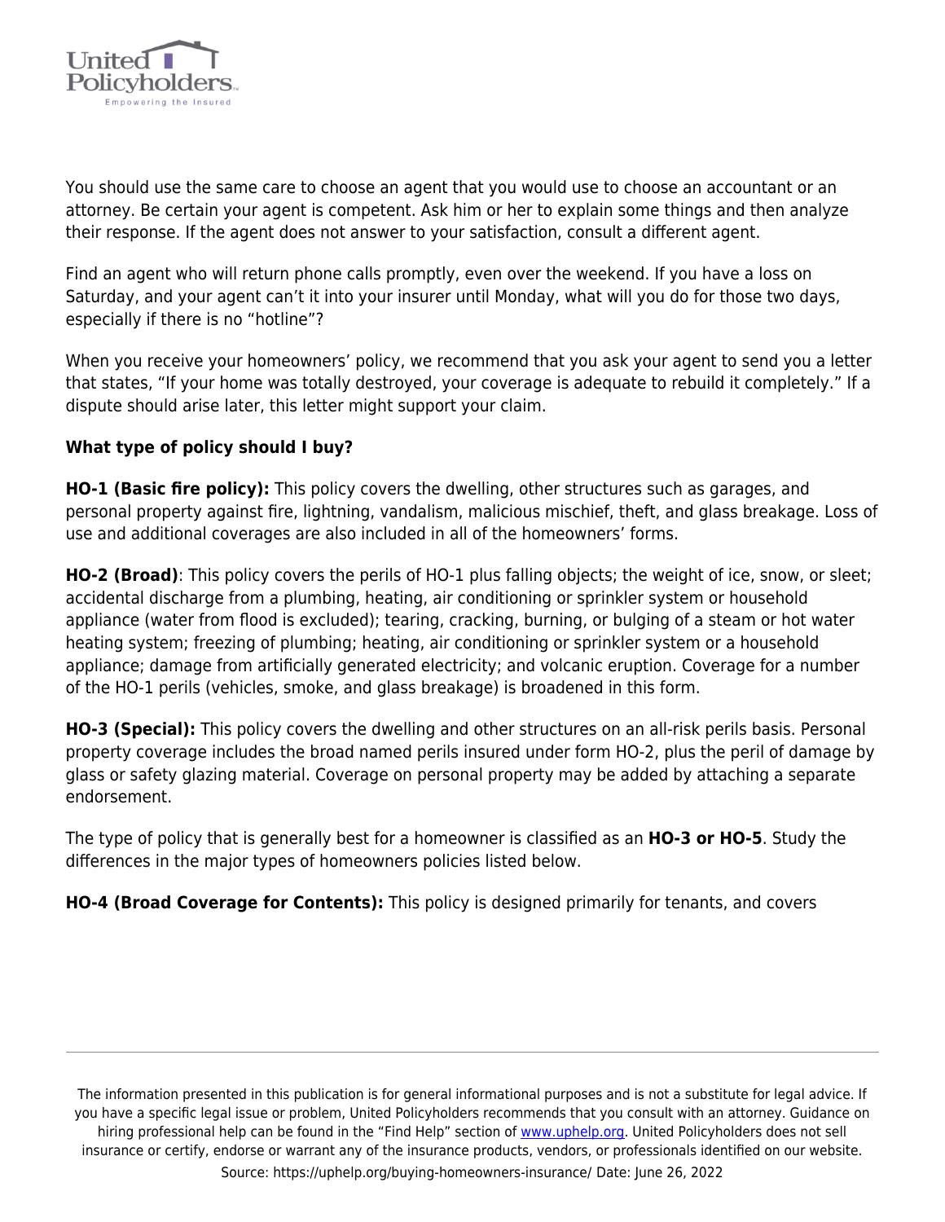You should use the same care to choose an agent that you would use to choose an accountant or an attorney. Be certain your agent is competent. Ask him or her to explain some things and then analyze their response. If the agent does not answer to your satisfaction, consult a different agent.

Find an agent who will return phone calls promptly, even over the weekend. If you have a loss on Saturday, and your agent can't it into your insurer until Monday, what will you do for those two days, especially if there is no "hotline"?

When you receive your homeowners' policy, we recommend that you ask your agent to send you a letter that states, "If your home was totally destroyed, your coverage is adequate to rebuild it completely." If a dispute should arise later, this letter might support your claim.

**What type of policy should I buy?**

**HO-1 (Basic fire policy):** This policy covers the dwelling, other structures such as garages, and personal property against fire, lightning, vandalism, malicious mischief, theft, and glass breakage. Loss of use and additional coverages are also included in all of the homeowners' forms.

**HO-2 (Broad)**: This policy covers the perils of HO-1 plus falling objects; the weight of ice, snow, or sleet; accidental discharge from a plumbing, heating, air conditioning or sprinkler system or household appliance (water from flood is excluded); tearing, cracking, burning, or bulging of a steam or hot water heating system; freezing of plumbing; heating, air conditioning or sprinkler system or a household appliance; damage from artificially generated electricity; and volcanic eruption. Coverage for a number of the HO-1 perils (vehicles, smoke, and glass breakage) is broadened in this form.

**HO-3 (Special):** This policy covers the dwelling and other structures on an all-risk perils basis. Personal property coverage includes the broad named perils insured under form HO-2, plus the peril of damage by glass or safety glazing material. Coverage on personal property may be added by attaching a separate endorsement.

The type of policy that is generally best for a homeowner is classified as an **HO-3 or HO-5**. Study the differences in the major types of homeowners policies listed below.

**HO-4 (Broad Coverage for Contents):** This policy is designed primarily for tenants, and covers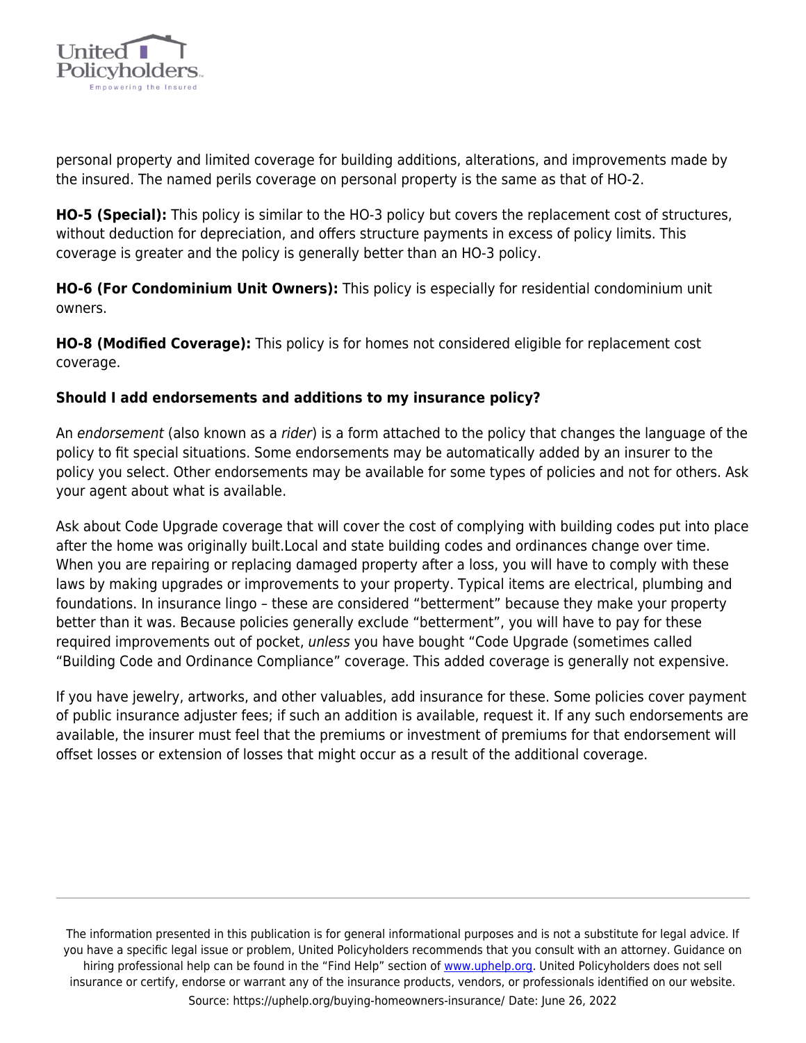personal property and limited coverage for building additions, alterations, and improvements made by the insured. The named perils coverage on personal property is the same as that of HO-2.

**HO-5 (Special):** This policy is similar to the HO-3 policy but covers the replacement cost of structures, without deduction for depreciation, and offers structure payments in excess of policy limits. This coverage is greater and the policy is generally better than an HO-3 policy.

**HO-6 (For Condominium Unit Owners):** This policy is especially for residential condominium unit owners.

**HO-8 (Modified Coverage):** This policy is for homes not considered eligible for replacement cost coverage.

**Should I add endorsements and additions to my insurance policy?**

An *endorsement* (also known as a *rider*) is a form attached to the policy that changes the language of the policy to fit special situations. Some endorsements may be automatically added by an insurer to the policy you select. Other endorsements may be available for some types of policies and not for others. Ask your agent about what is available.

Ask about Code Upgrade coverage that will cover the cost of complying with building codes put into place after the home was originally built.Local and state building codes and ordinances change over time. When you are repairing or replacing damaged property after a loss, you will have to comply with these laws by making upgrades or improvements to your property. Typical items are electrical, plumbing and foundations. In insurance lingo – these are considered "betterment" because they make your property better than it was. Because policies generally exclude "betterment", you will have to pay for these required improvements out of pocket, *unless* you have bought "Code Upgrade (sometimes called "Building Code and Ordinance Compliance" coverage. This added coverage is generally not expensive.

If you have jewelry, artworks, and other valuables, add insurance for these. Some policies cover payment of public insurance adjuster fees; if such an addition is available, request it. If any such endorsements are available, the insurer must feel that the premiums or investment of premiums for that endorsement will offset losses or extension of losses that might occur as a result of the additional coverage.

The information presented in this publication is for general informational purposes and is not a substitute for legal advice. If you have a specific legal issue or problem, United Policyholders recommends that you consult with an attorney. Guidance on hiring professional help can be found in the "Find Help" section of www.uphelp.org. United Policyholders does not sell insurance or certify, endorse or warrant any of the insurance products, vendors, or professionals identified on our website.

Source: https://uphelp.org/buying-homeowners-insurance/ Date: June 26, 2022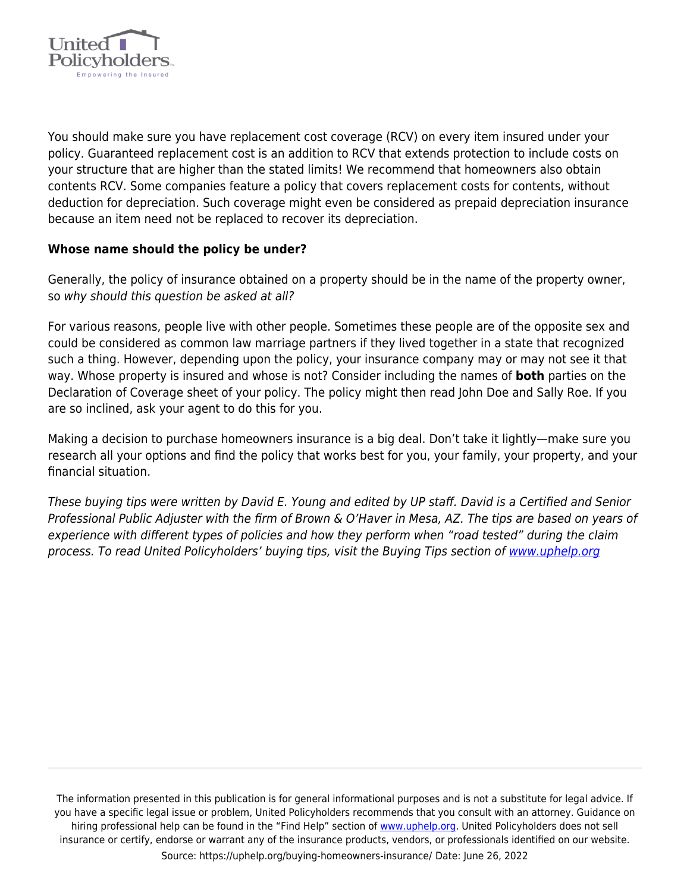You should make sure you have replacement cost coverage (RCV) on every item insured under your policy. Guaranteed replacement cost is an addition to RCV that extends protection to include costs on your structure that are higher than the stated limits! We recommend that homeowners also obtain contents RCV. Some companies feature a policy that covers replacement costs for contents, without deduction for depreciation. Such coverage might even be considered as prepaid depreciation insurance because an item need not be replaced to recover its depreciation.

**Whose name should the policy be under?**

Generally, the policy of insurance obtained on a property should be in the name of the property owner, so *why should this question be asked at all?*

For various reasons, people live with other people. Sometimes these people are of the opposite sex and could be considered as common law marriage partners if they lived together in a state that recognized such a thing. However, depending upon the policy, your insurance company may or may not see it that way. Whose property is insured and whose is not? Consider including the names of **both** parties on the Declaration of Coverage sheet of your policy. The policy might then read John Doe and Sally Roe. If you are so inclined, ask your agent to do this for you.

Making a decision to purchase homeowners insurance is a big deal. Don't take it lightly—make sure you research all your options and find the policy that works best for you, your family, your property, and your financial situation.

*These buying tips were written by David E. Young and edited by UP staff. David is a Certified and Senior Professional Public Adjuster with the firm of Brown & O'Haver in Mesa, AZ. The tips are based on years of experience with different types of policies and how they perform when "road tested" during the claim process. To read United Policyholders' buying tips, visit the Buying Tips section of [www.uphelp.org](www.uphelp.org)*

The information presented in this publication is for general informational purposes and is not a substitute for legal advice. If you have a specific legal issue or problem, United Policyholders recommends that you consult with an attorney. Guidance on hiring professional help can be found in the "Find Help" section of www.uphelp.org. United Policyholders does not sell insurance or certify, endorse or warrant any of the insurance products, vendors, or professionals identified on our website.

Source: https://uphelp.org/buying-homeowners-insurance/ Date: June 26, 2022